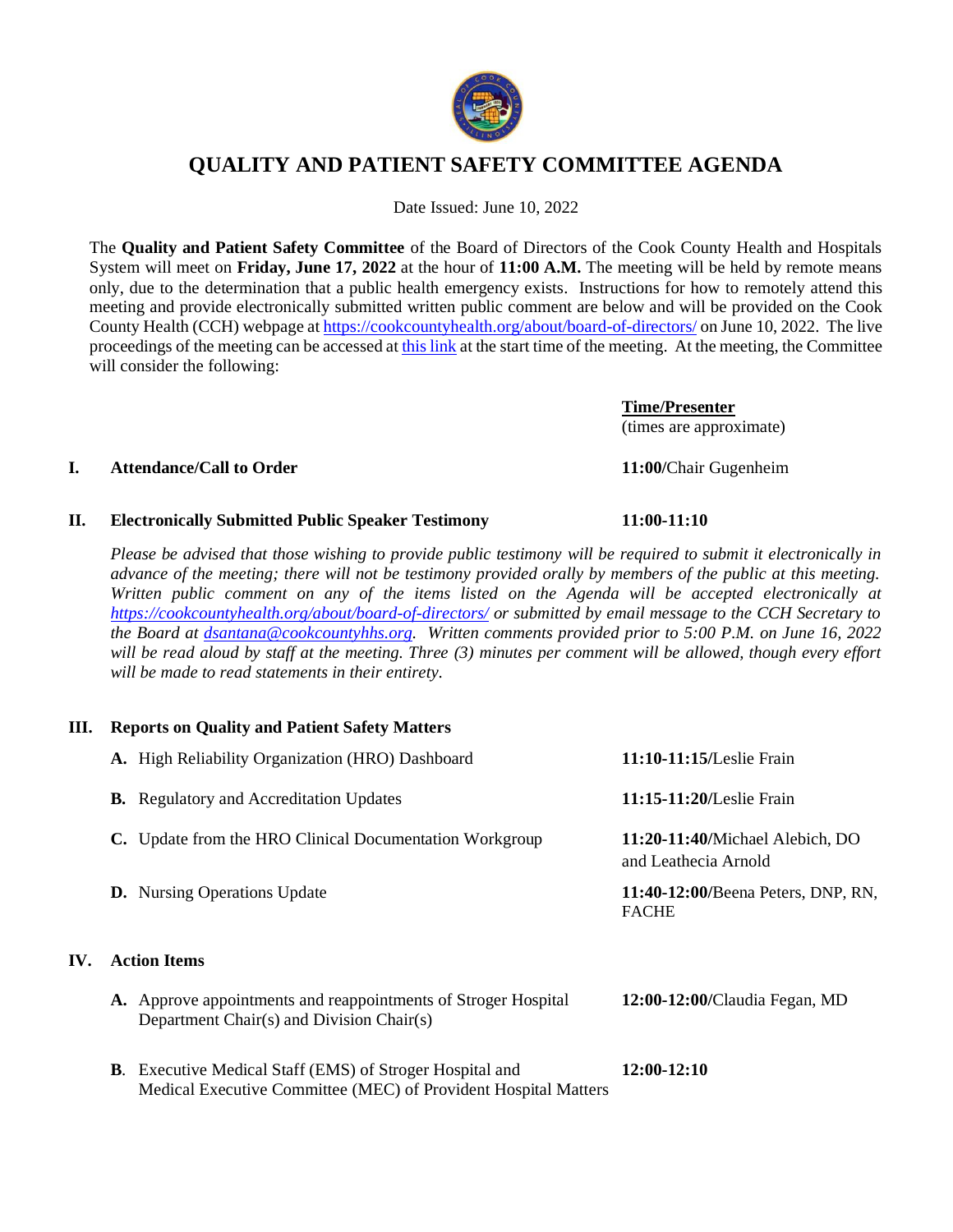# QUALITY AND PATIENT SAFETY COMMITTEE AGENDA

Date Issued: June 10, 2022

The **Quality and Patient Safety Committee** of the Board of Directors of the Cook County Health and Hospitals System will meet on **Friday, June 17, 2022** at the hour of **11:00 A.M.** The meeting will be held by remote means only, due to the determination that a public health emergency exists. Instructions for how to remotely attend this meeting and provide electronically submitted written public comment are below and will be provided on the Cook County Health (CCH) webpage at https://cookcountyhealth.org/about/board-of-directors/ on June 10, 2022. The live proceedings of the meeting can be accessed at this link at the start time of the meeting. At the meeting, the Committee will consider the following:

| | | **Time/Presenter** (times are approximate) |
|---|---|---|
| **I.** | **Attendance/Call to Order** | **11:00/**Chair Gugenheim |
| **II.** | **Electronically Submitted Public Speaker Testimony** | **11:00-11:10** |

*Please be advised that those wishing to provide public testimony will be required to submit it electronically in advance of the meeting; there will not be testimony provided orally by members of the public at this meeting. Written public comment on any of the items listed on the Agenda will be accepted electronically at https://cookcountyhealth.org/about/board-of-directors/ or submitted by email message to the CCH Secretary to the Board at dsantana@cookcountyhhs.org. Written comments provided prior to 5:00 P.M. on June 16, 2022 will be read aloud by staff at the meeting. Three (3) minutes per comment will be allowed, though every effort will be made to read statements in their entirety.*

**III. Reports on Quality and Patient Safety Matters**

| | |
|---|---|
| **A.** High Reliability Organization (HRO) Dashboard | **11:10-11:15/**Leslie Frain |
| **B.** Regulatory and Accreditation Updates | **11:15-11:20/**Leslie Frain |
| **C.** Update from the HRO Clinical Documentation Workgroup | **11:20-11:40/**Michael Alebich, DO and Leathecia Arnold |
| **D.** Nursing Operations Update | **11:40-12:00/**Beena Peters, DNP, RN, FACHE |

**IV. Action Items**

| | |
|---|---|
| **A.** Approve appointments and reappointments of Stroger Hospital Department Chair(s) and Division Chair(s) | **12:00-12:00/**Claudia Fegan, MD |
| **B**. Executive Medical Staff (EMS) of Stroger Hospital and Medical Executive Committee (MEC) of Provident Hospital Matters | **12:00-12:10** |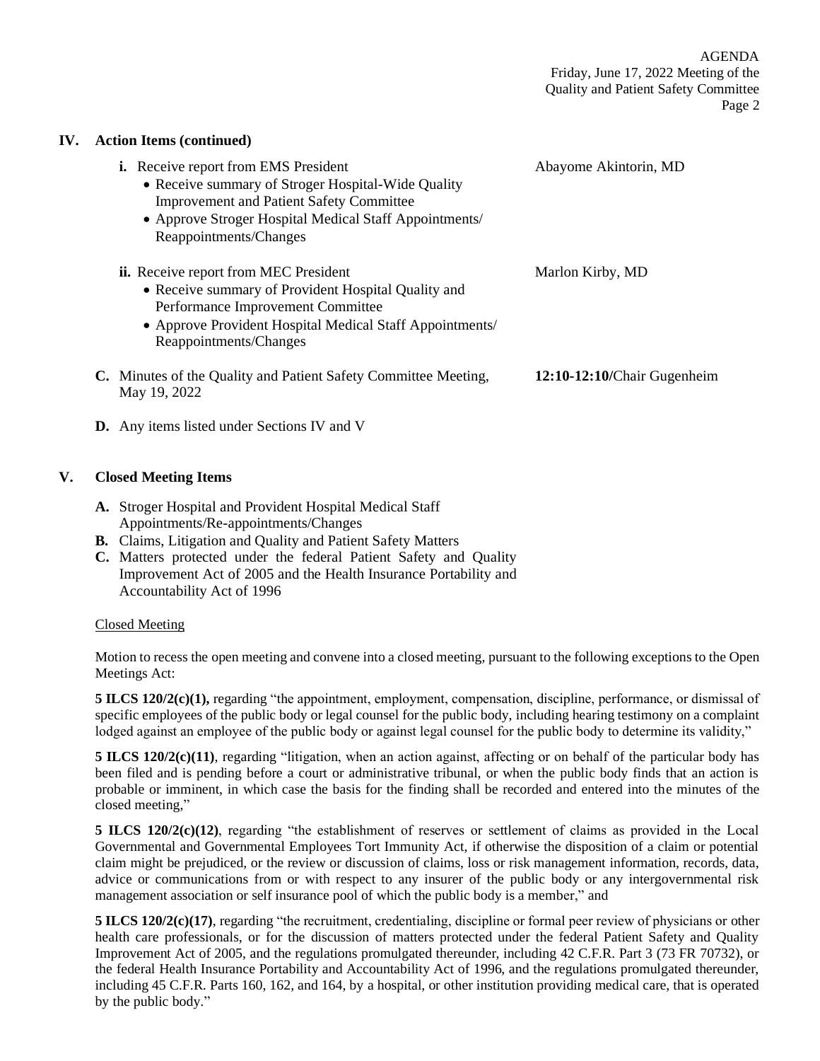## IV. Action Items (continued)

**i.** Receive report from EMS President — Abayome Akintorin, MD
- Receive summary of Stroger Hospital-Wide Quality Improvement and Patient Safety Committee
- Approve Stroger Hospital Medical Staff Appointments/ Reappointments/Changes

**ii.** Receive report from MEC President — Marlon Kirby, MD
- Receive summary of Provident Hospital Quality and Performance Improvement Committee
- Approve Provident Hospital Medical Staff Appointments/ Reappointments/Changes

**C.** Minutes of the Quality and Patient Safety Committee Meeting, May 19, 2022 — **12:10-12:10/**Chair Gugenheim

**D.** Any items listed under Sections IV and V

## V. Closed Meeting Items

**A.** Stroger Hospital and Provident Hospital Medical Staff Appointments/Re-appointments/Changes
**B.** Claims, Litigation and Quality and Patient Safety Matters
**C.** Matters protected under the federal Patient Safety and Quality Improvement Act of 2005 and the Health Insurance Portability and Accountability Act of 1996

Closed Meeting

Motion to recess the open meeting and convene into a closed meeting, pursuant to the following exceptions to the Open Meetings Act:

**5 ILCS 120/2(c)(1),** regarding "the appointment, employment, compensation, discipline, performance, or dismissal of specific employees of the public body or legal counsel for the public body, including hearing testimony on a complaint lodged against an employee of the public body or against legal counsel for the public body to determine its validity,"

**5 ILCS 120/2(c)(11)**, regarding "litigation, when an action against, affecting or on behalf of the particular body has been filed and is pending before a court or administrative tribunal, or when the public body finds that an action is probable or imminent, in which case the basis for the finding shall be recorded and entered into the minutes of the closed meeting,"

**5 ILCS 120/2(c)(12)**, regarding "the establishment of reserves or settlement of claims as provided in the Local Governmental and Governmental Employees Tort Immunity Act, if otherwise the disposition of a claim or potential claim might be prejudiced, or the review or discussion of claims, loss or risk management information, records, data, advice or communications from or with respect to any insurer of the public body or any intergovernmental risk management association or self insurance pool of which the public body is a member," and

**5 ILCS 120/2(c)(17)**, regarding "the recruitment, credentialing, discipline or formal peer review of physicians or other health care professionals, or for the discussion of matters protected under the federal Patient Safety and Quality Improvement Act of 2005, and the regulations promulgated thereunder, including 42 C.F.R. Part 3 (73 FR 70732), or the federal Health Insurance Portability and Accountability Act of 1996, and the regulations promulgated thereunder, including 45 C.F.R. Parts 160, 162, and 164, by a hospital, or other institution providing medical care, that is operated by the public body."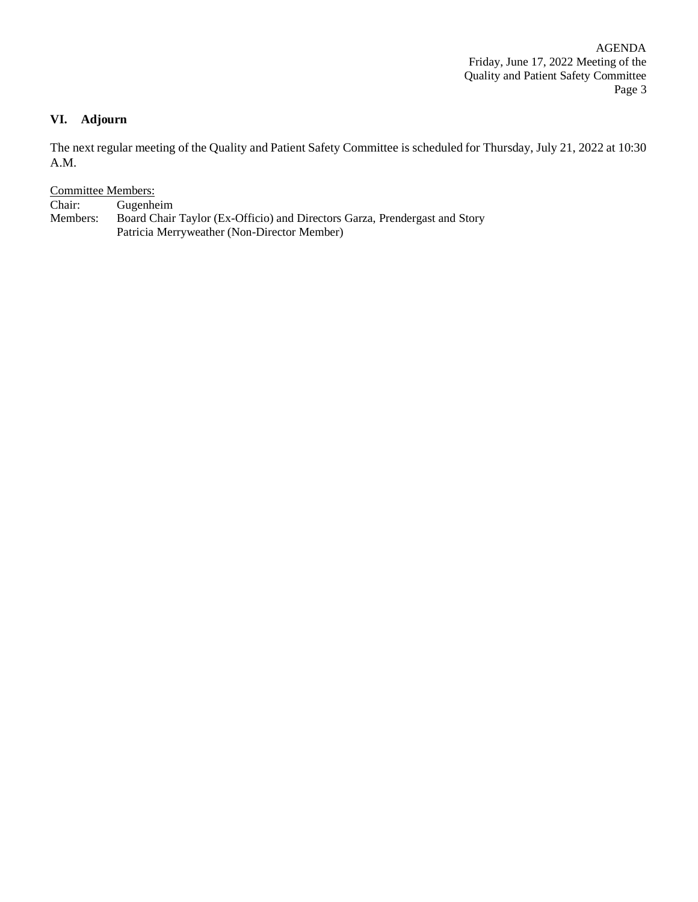## VI. Adjourn

The next regular meeting of the Quality and Patient Safety Committee is scheduled for Thursday, July 21, 2022 at 10:30 A.M.

Committee Members:

Chair: Gugenheim

Members: Board Chair Taylor (Ex-Officio) and Directors Garza, Prendergast and Story
Patricia Merryweather (Non-Director Member)